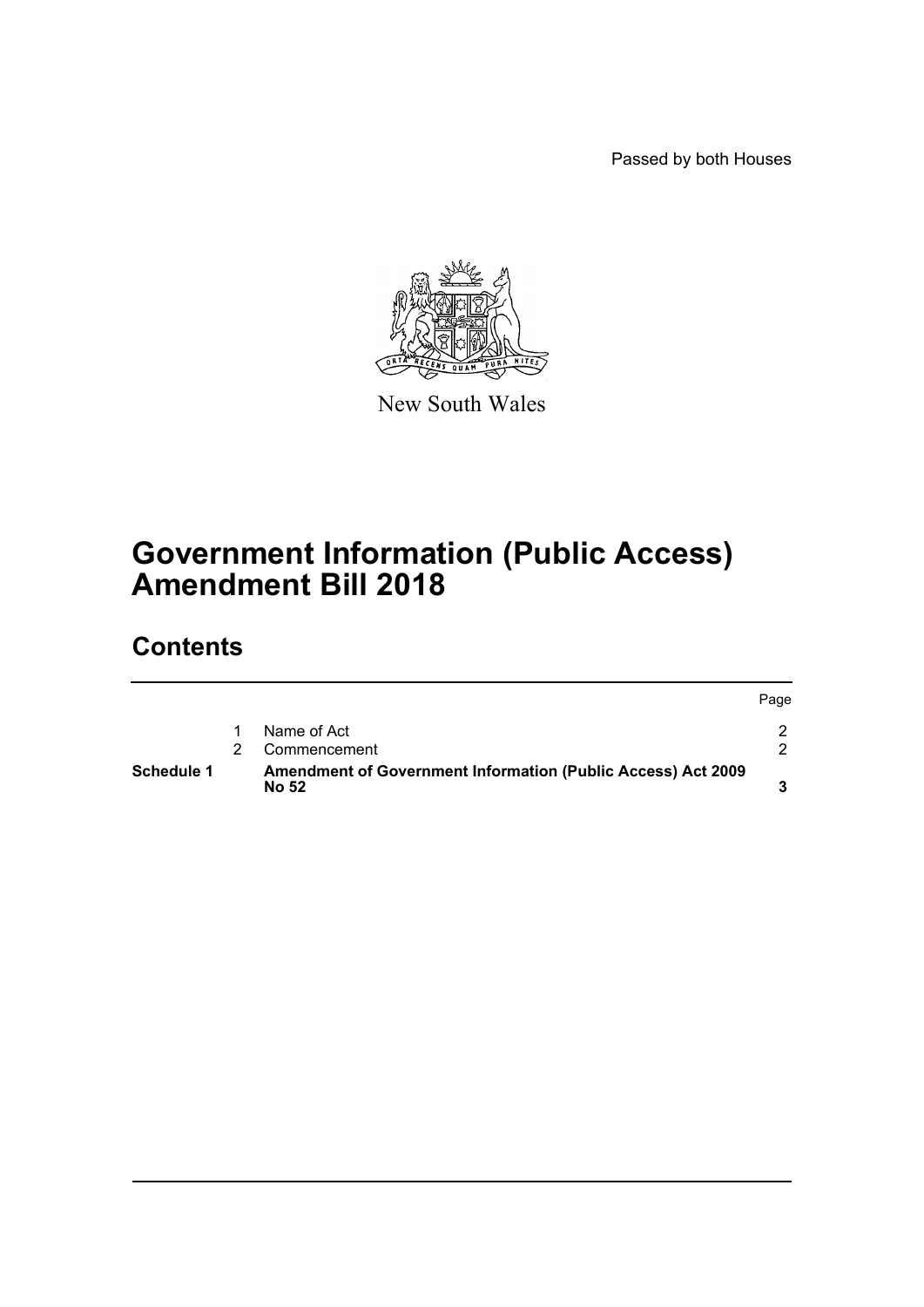Passed by both Houses

New South Wales

# Government Information (Public Access) Amendment Bill 2018

## Contents

| | | | Page |
|---|---|---|---|
| | 1 | Name of Act | 2 |
| | 2 | Commencement | 2 |
| **Schedule 1** | | **Amendment of Government Information (Public Access) Act 2009 No 52** | **3** |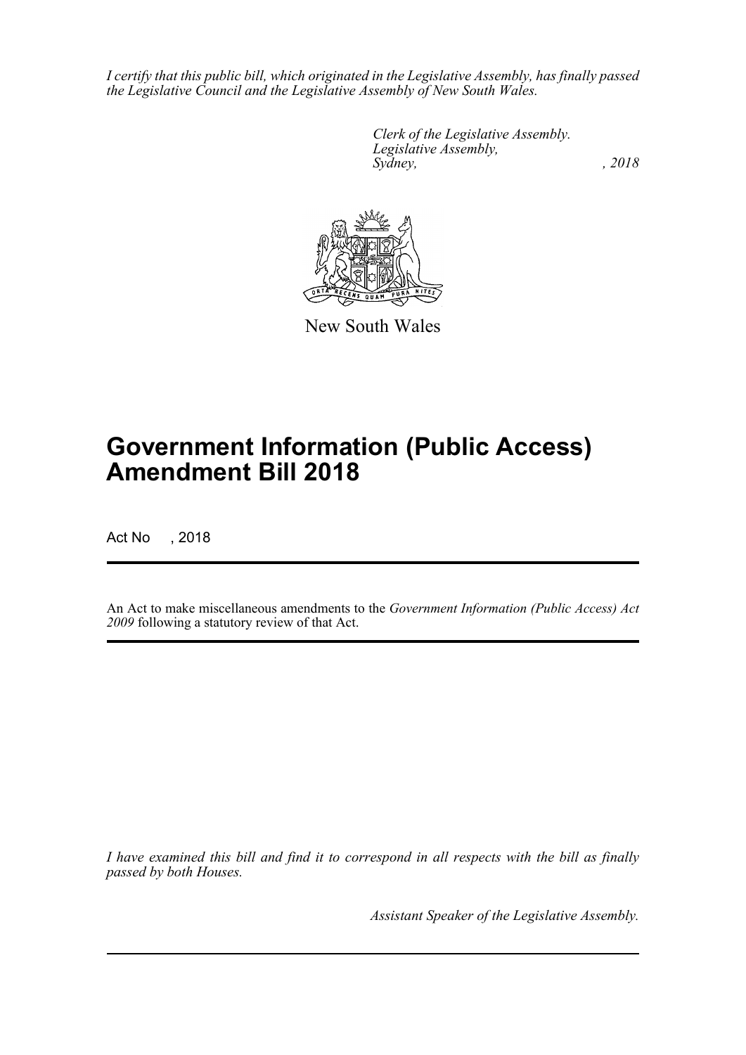*I certify that this public bill, which originated in the Legislative Assembly, has finally passed the Legislative Council and the Legislative Assembly of New South Wales.*

*Clerk of the Legislative Assembly.*
*Legislative Assembly,*
*Sydney, , 2018*

New South Wales

# Government Information (Public Access) Amendment Bill 2018

Act No , 2018

An Act to make miscellaneous amendments to the *Government Information (Public Access) Act 2009* following a statutory review of that Act.

*I have examined this bill and find it to correspond in all respects with the bill as finally passed by both Houses.*

*Assistant Speaker of the Legislative Assembly.*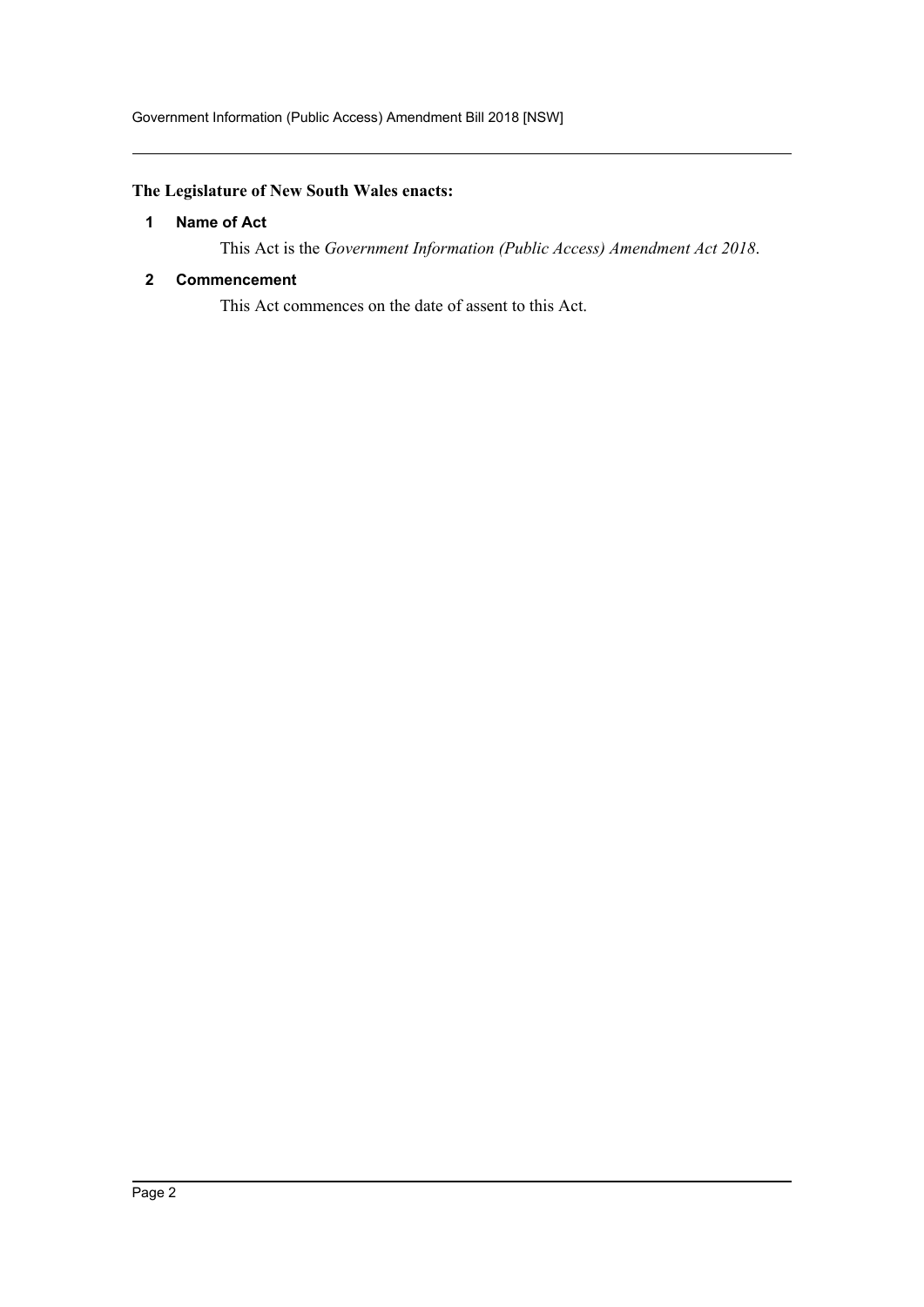**The Legislature of New South Wales enacts:**

## 1 Name of Act

This Act is the *Government Information (Public Access) Amendment Act 2018*.

## 2 Commencement

This Act commences on the date of assent to this Act.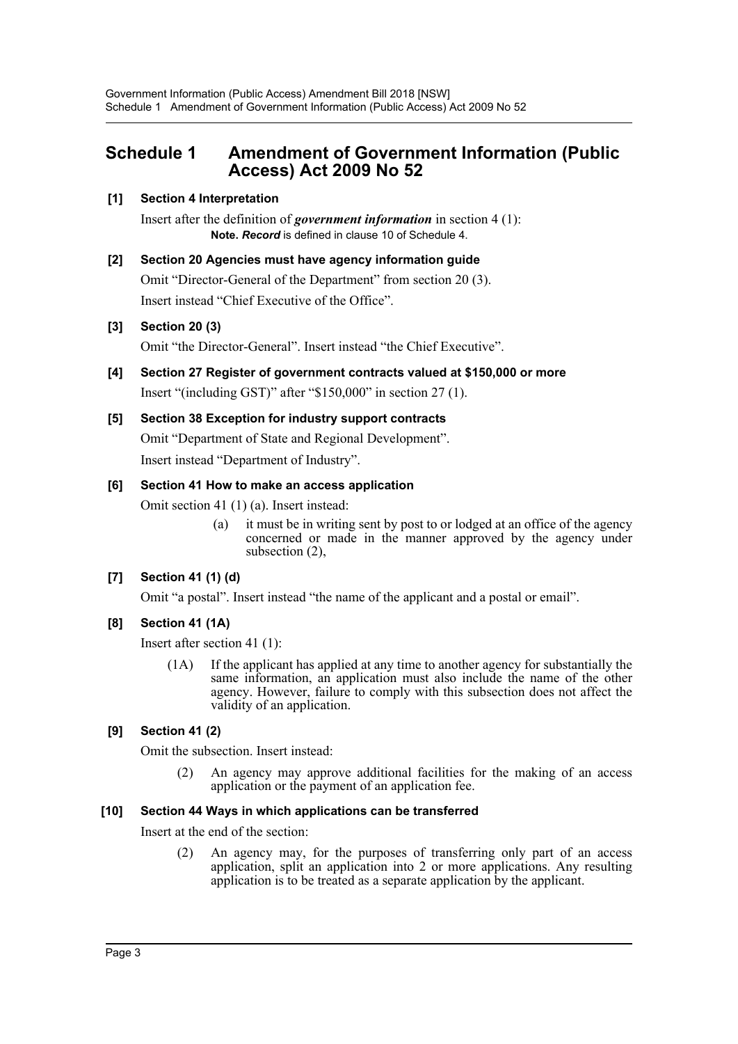# Schedule 1 Amendment of Government Information (Public Access) Act 2009 No 52

**[1] Section 4 Interpretation**

Insert after the definition of ***government information*** in section 4 (1):

**Note.** ***Record*** is defined in clause 10 of Schedule 4.

**[2] Section 20 Agencies must have agency information guide**

Omit "Director-General of the Department" from section 20 (3).

Insert instead "Chief Executive of the Office".

**[3] Section 20 (3)**

Omit "the Director-General". Insert instead "the Chief Executive".

**[4] Section 27 Register of government contracts valued at $150,000 or more**

Insert "(including GST)" after "$150,000" in section 27 (1).

**[5] Section 38 Exception for industry support contracts**

Omit "Department of State and Regional Development".

Insert instead "Department of Industry".

**[6] Section 41 How to make an access application**

Omit section 41 (1) (a). Insert instead:

> (a) it must be in writing sent by post to or lodged at an office of the agency concerned or made in the manner approved by the agency under subsection (2),

**[7] Section 41 (1) (d)**

Omit "a postal". Insert instead "the name of the applicant and a postal or email".

**[8] Section 41 (1A)**

Insert after section 41 (1):

> (1A) If the applicant has applied at any time to another agency for substantially the same information, an application must also include the name of the other agency. However, failure to comply with this subsection does not affect the validity of an application.

**[9] Section 41 (2)**

Omit the subsection. Insert instead:

> (2) An agency may approve additional facilities for the making of an access application or the payment of an application fee.

**[10] Section 44 Ways in which applications can be transferred**

Insert at the end of the section:

> (2) An agency may, for the purposes of transferring only part of an access application, split an application into 2 or more applications. Any resulting application is to be treated as a separate application by the applicant.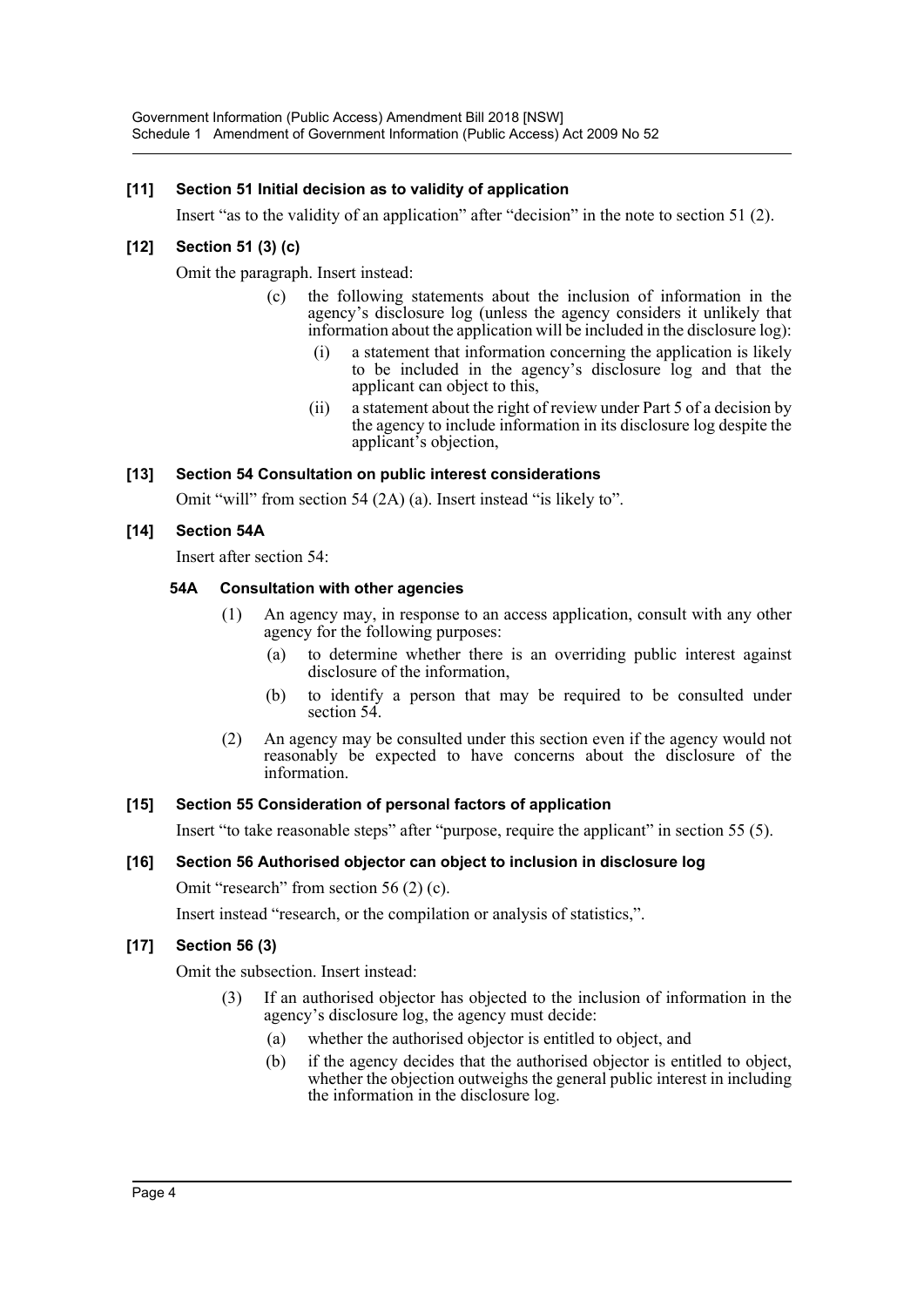### [11] Section 51 Initial decision as to validity of application

Insert "as to the validity of an application" after "decision" in the note to section 51 (2).

### [12] Section 51 (3) (c)

Omit the paragraph. Insert instead:

> (c) the following statements about the inclusion of information in the agency's disclosure log (unless the agency considers it unlikely that information about the application will be included in the disclosure log):
>
> > (i) a statement that information concerning the application is likely to be included in the agency's disclosure log and that the applicant can object to this,
> >
> > (ii) a statement about the right of review under Part 5 of a decision by the agency to include information in its disclosure log despite the applicant's objection,

### [13] Section 54 Consultation on public interest considerations

Omit "will" from section 54 (2A) (a). Insert instead "is likely to".

### [14] Section 54A

Insert after section 54:

#### 54A Consultation with other agencies

(1) An agency may, in response to an access application, consult with any other agency for the following purposes:

> (a) to determine whether there is an overriding public interest against disclosure of the information,
>
> (b) to identify a person that may be required to be consulted under section 54.

(2) An agency may be consulted under this section even if the agency would not reasonably be expected to have concerns about the disclosure of the information.

### [15] Section 55 Consideration of personal factors of application

Insert "to take reasonable steps" after "purpose, require the applicant" in section 55 (5).

### [16] Section 56 Authorised objector can object to inclusion in disclosure log

Omit "research" from section 56 (2) (c).

Insert instead "research, or the compilation or analysis of statistics,".

### [17] Section 56 (3)

Omit the subsection. Insert instead:

> (3) If an authorised objector has objected to the inclusion of information in the agency's disclosure log, the agency must decide:
>
> > (a) whether the authorised objector is entitled to object, and
> >
> > (b) if the agency decides that the authorised objector is entitled to object, whether the objection outweighs the general public interest in including the information in the disclosure log.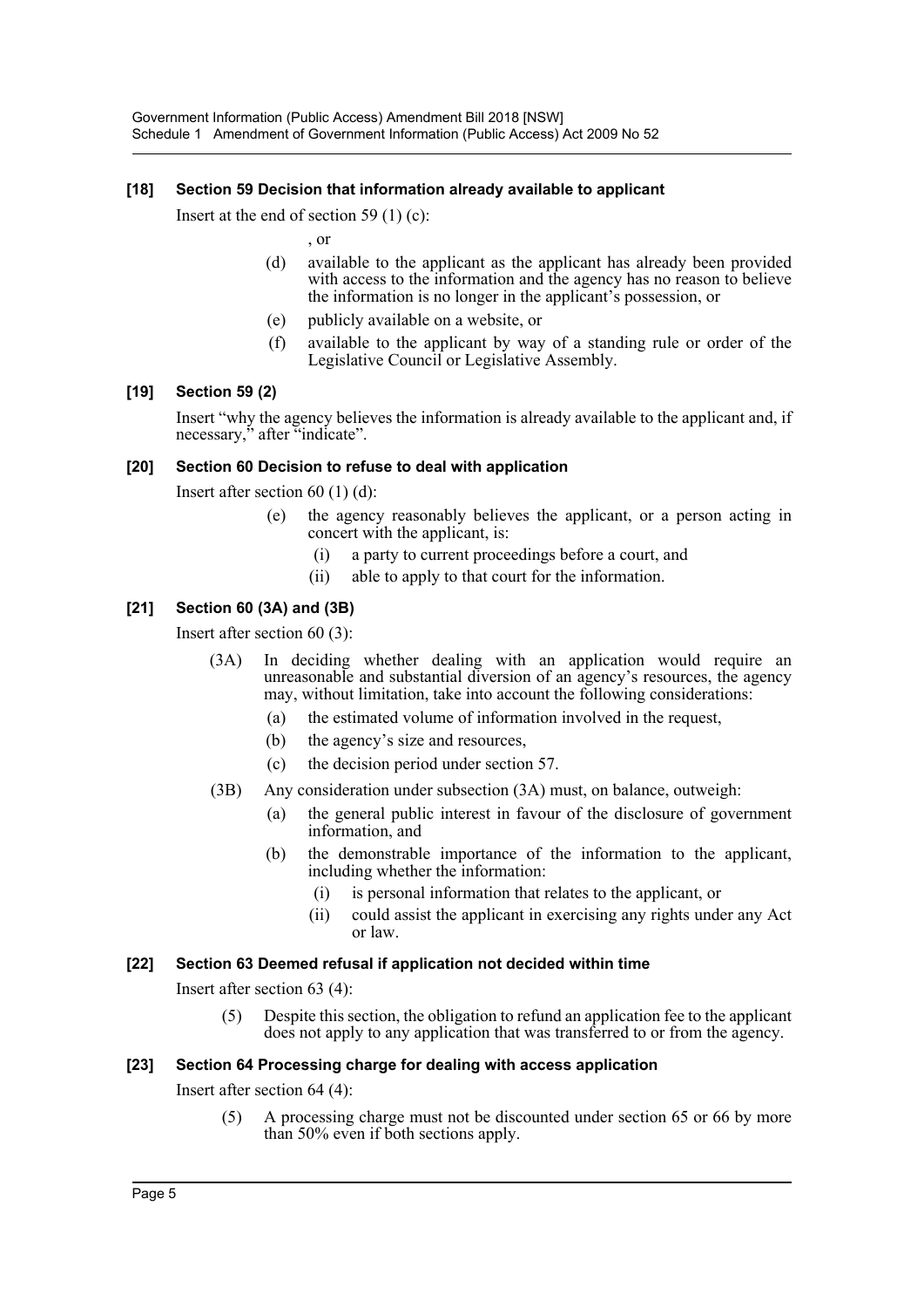### [18] Section 59 Decision that information already available to applicant

Insert at the end of section 59 (1) (c):

, or

(d) available to the applicant as the applicant has already been provided with access to the information and the agency has no reason to believe the information is no longer in the applicant's possession, or

(e) publicly available on a website, or

(f) available to the applicant by way of a standing rule or order of the Legislative Council or Legislative Assembly.

### [19] Section 59 (2)

Insert "why the agency believes the information is already available to the applicant and, if necessary," after "indicate".

### [20] Section 60 Decision to refuse to deal with application

Insert after section 60 (1) (d):

(e) the agency reasonably believes the applicant, or a person acting in concert with the applicant, is:

(i) a party to current proceedings before a court, and

(ii) able to apply to that court for the information.

### [21] Section 60 (3A) and (3B)

Insert after section 60 (3):

(3A) In deciding whether dealing with an application would require an unreasonable and substantial diversion of an agency's resources, the agency may, without limitation, take into account the following considerations:

(a) the estimated volume of information involved in the request,

(b) the agency's size and resources,

(c) the decision period under section 57.

(3B) Any consideration under subsection (3A) must, on balance, outweigh:

(a) the general public interest in favour of the disclosure of government information, and

(b) the demonstrable importance of the information to the applicant, including whether the information:

(i) is personal information that relates to the applicant, or

(ii) could assist the applicant in exercising any rights under any Act or law.

### [22] Section 63 Deemed refusal if application not decided within time

Insert after section 63 (4):

(5) Despite this section, the obligation to refund an application fee to the applicant does not apply to any application that was transferred to or from the agency.

### [23] Section 64 Processing charge for dealing with access application

Insert after section 64 (4):

(5) A processing charge must not be discounted under section 65 or 66 by more than 50% even if both sections apply.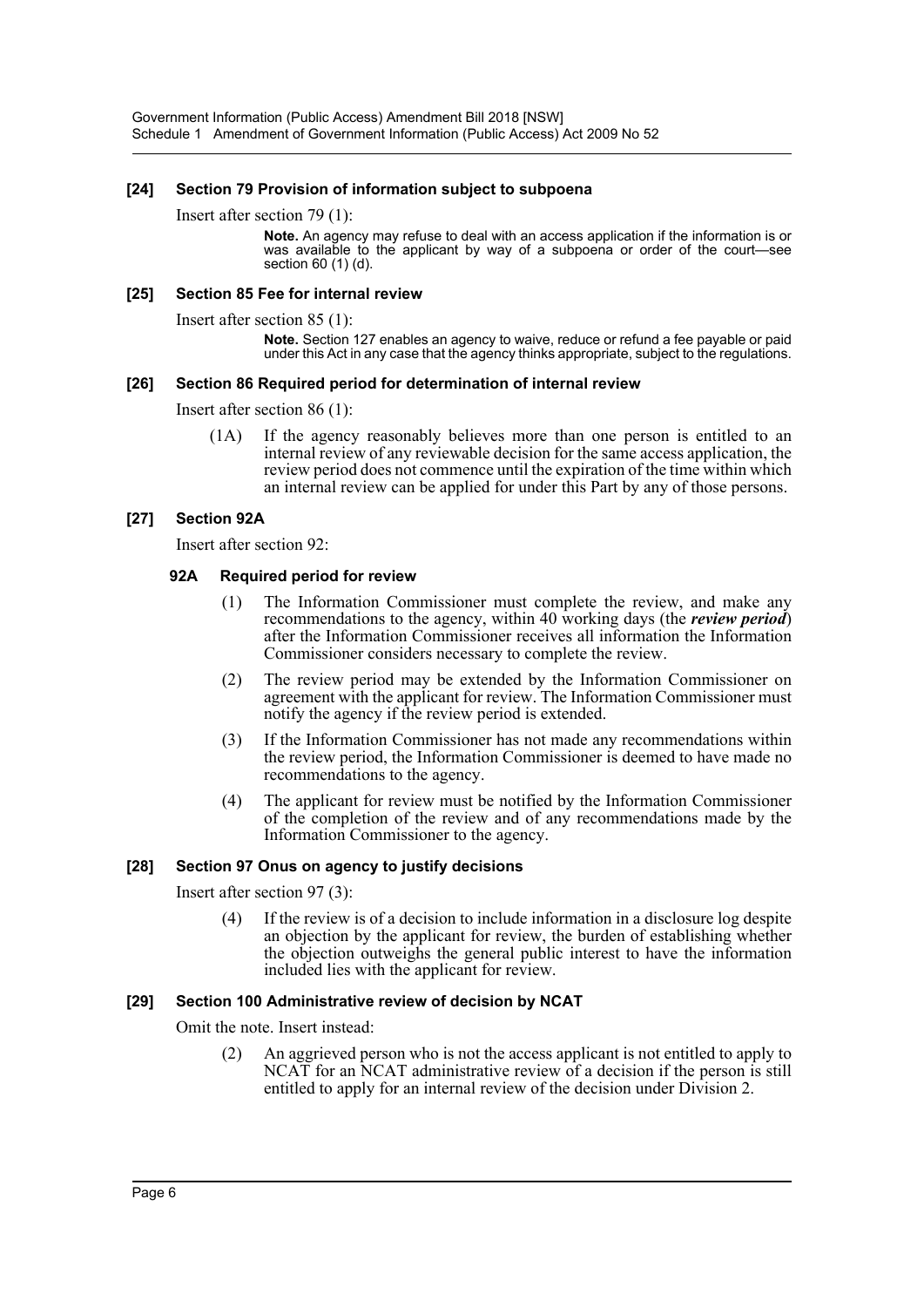### [24] Section 79 Provision of information subject to subpoena

Insert after section 79 (1):

> **Note.** An agency may refuse to deal with an access application if the information is or was available to the applicant by way of a subpoena or order of the court—see section 60 (1) (d).

### [25] Section 85 Fee for internal review

Insert after section 85 (1):

> **Note.** Section 127 enables an agency to waive, reduce or refund a fee payable or paid under this Act in any case that the agency thinks appropriate, subject to the regulations.

### [26] Section 86 Required period for determination of internal review

Insert after section 86 (1):

> (1A) If the agency reasonably believes more than one person is entitled to an internal review of any reviewable decision for the same access application, the review period does not commence until the expiration of the time within which an internal review can be applied for under this Part by any of those persons.

### [27] Section 92A

Insert after section 92:

#### 92A Required period for review

(1) The Information Commissioner must complete the review, and make any recommendations to the agency, within 40 working days (the ***review period***) after the Information Commissioner receives all information the Information Commissioner considers necessary to complete the review.

(2) The review period may be extended by the Information Commissioner on agreement with the applicant for review. The Information Commissioner must notify the agency if the review period is extended.

(3) If the Information Commissioner has not made any recommendations within the review period, the Information Commissioner is deemed to have made no recommendations to the agency.

(4) The applicant for review must be notified by the Information Commissioner of the completion of the review and of any recommendations made by the Information Commissioner to the agency.

### [28] Section 97 Onus on agency to justify decisions

Insert after section 97 (3):

> (4) If the review is of a decision to include information in a disclosure log despite an objection by the applicant for review, the burden of establishing whether the objection outweighs the general public interest to have the information included lies with the applicant for review.

### [29] Section 100 Administrative review of decision by NCAT

Omit the note. Insert instead:

> (2) An aggrieved person who is not the access applicant is not entitled to apply to NCAT for an NCAT administrative review of a decision if the person is still entitled to apply for an internal review of the decision under Division 2.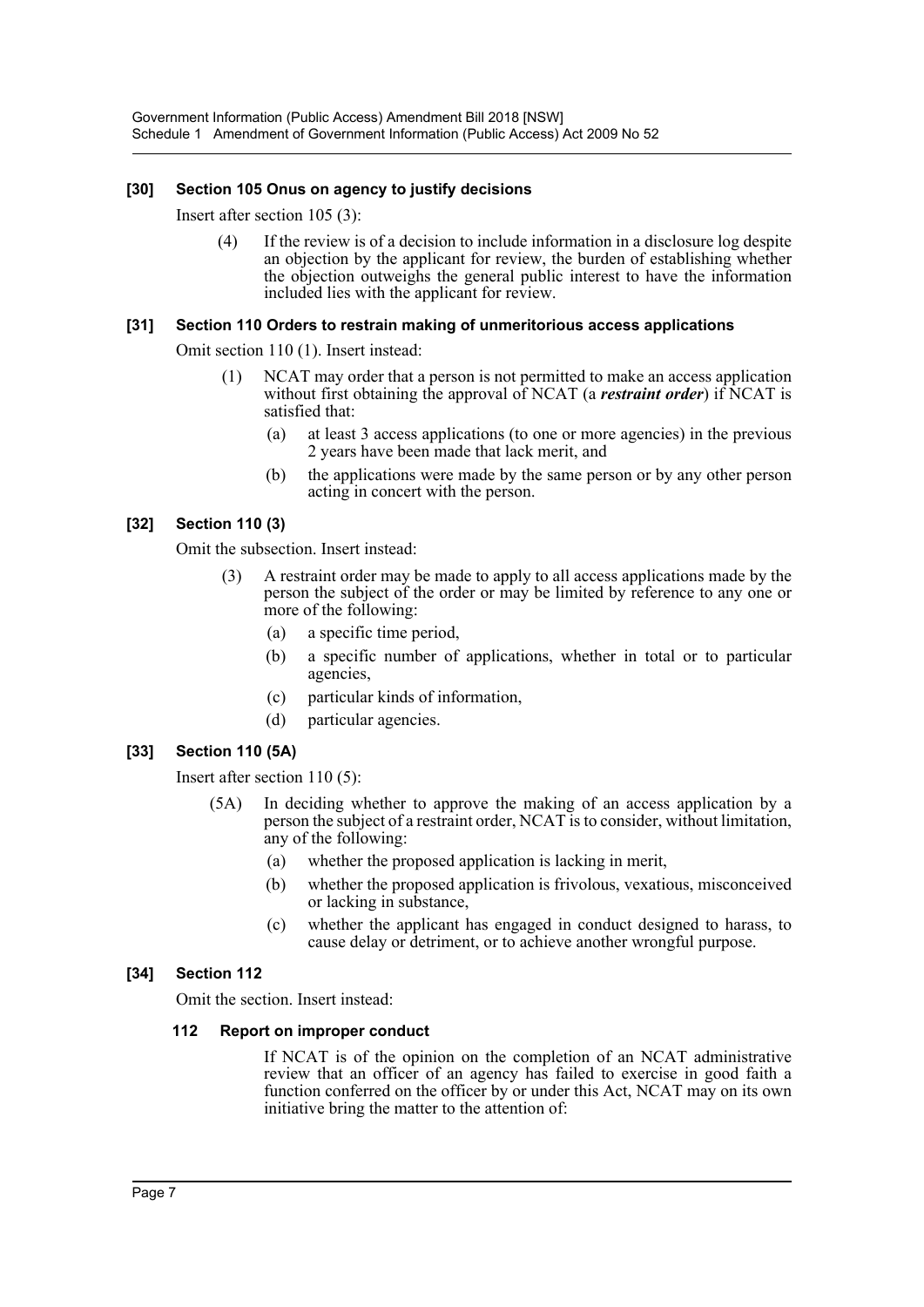### [30] Section 105 Onus on agency to justify decisions

Insert after section 105 (3):

> (4) If the review is of a decision to include information in a disclosure log despite an objection by the applicant for review, the burden of establishing whether the objection outweighs the general public interest to have the information included lies with the applicant for review.

### [31] Section 110 Orders to restrain making of unmeritorious access applications

Omit section 110 (1). Insert instead:

> (1) NCAT may order that a person is not permitted to make an access application without first obtaining the approval of NCAT (a ***restraint order***) if NCAT is satisfied that:
>
> (a) at least 3 access applications (to one or more agencies) in the previous 2 years have been made that lack merit, and
>
> (b) the applications were made by the same person or by any other person acting in concert with the person.

### [32] Section 110 (3)

Omit the subsection. Insert instead:

> (3) A restraint order may be made to apply to all access applications made by the person the subject of the order or may be limited by reference to any one or more of the following:
>
> (a) a specific time period,
>
> (b) a specific number of applications, whether in total or to particular agencies,
>
> (c) particular kinds of information,
>
> (d) particular agencies.

### [33] Section 110 (5A)

Insert after section 110 (5):

> (5A) In deciding whether to approve the making of an access application by a person the subject of a restraint order, NCAT is to consider, without limitation, any of the following:
>
> (a) whether the proposed application is lacking in merit,
>
> (b) whether the proposed application is frivolous, vexatious, misconceived or lacking in substance,
>
> (c) whether the applicant has engaged in conduct designed to harass, to cause delay or detriment, or to achieve another wrongful purpose.

### [34] Section 112

Omit the section. Insert instead:

> **112 Report on improper conduct**
>
> If NCAT is of the opinion on the completion of an NCAT administrative review that an officer of an agency has failed to exercise in good faith a function conferred on the officer by or under this Act, NCAT may on its own initiative bring the matter to the attention of: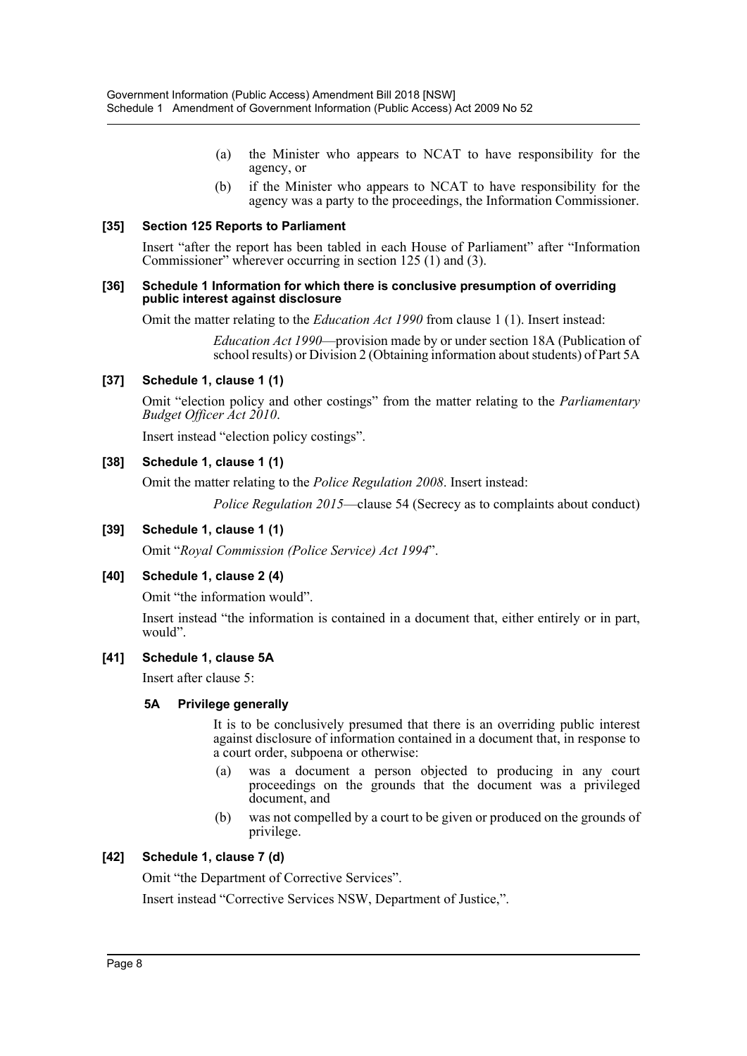(a) the Minister who appears to NCAT to have responsibility for the agency, or

(b) if the Minister who appears to NCAT to have responsibility for the agency was a party to the proceedings, the Information Commissioner.

### [35] Section 125 Reports to Parliament

Insert "after the report has been tabled in each House of Parliament" after "Information Commissioner" wherever occurring in section 125 (1) and (3).

### [36] Schedule 1 Information for which there is conclusive presumption of overriding public interest against disclosure

Omit the matter relating to the *Education Act 1990* from clause 1 (1). Insert instead:

> *Education Act 1990*—provision made by or under section 18A (Publication of school results) or Division 2 (Obtaining information about students) of Part 5A

### [37] Schedule 1, clause 1 (1)

Omit "election policy and other costings" from the matter relating to the *Parliamentary Budget Officer Act 2010*.

Insert instead "election policy costings".

### [38] Schedule 1, clause 1 (1)

Omit the matter relating to the *Police Regulation 2008*. Insert instead:

> *Police Regulation 2015*—clause 54 (Secrecy as to complaints about conduct)

### [39] Schedule 1, clause 1 (1)

Omit "*Royal Commission (Police Service) Act 1994*".

### [40] Schedule 1, clause 2 (4)

Omit "the information would".

Insert instead "the information is contained in a document that, either entirely or in part, would".

### [41] Schedule 1, clause 5A

Insert after clause 5:

#### 5A Privilege generally

It is to be conclusively presumed that there is an overriding public interest against disclosure of information contained in a document that, in response to a court order, subpoena or otherwise:

(a) was a document a person objected to producing in any court proceedings on the grounds that the document was a privileged document, and

(b) was not compelled by a court to be given or produced on the grounds of privilege.

### [42] Schedule 1, clause 7 (d)

Omit "the Department of Corrective Services".

Insert instead "Corrective Services NSW, Department of Justice,".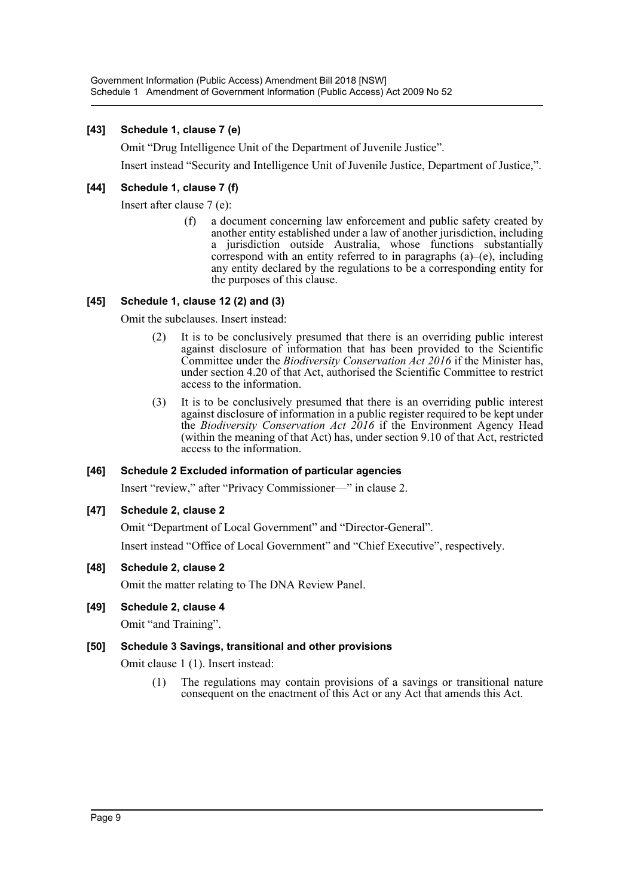**[43] Schedule 1, clause 7 (e)**

Omit "Drug Intelligence Unit of the Department of Juvenile Justice".

Insert instead "Security and Intelligence Unit of Juvenile Justice, Department of Justice,".

**[44] Schedule 1, clause 7 (f)**

Insert after clause 7 (e):

> (f) a document concerning law enforcement and public safety created by another entity established under a law of another jurisdiction, including a jurisdiction outside Australia, whose functions substantially correspond with an entity referred to in paragraphs (a)–(e), including any entity declared by the regulations to be a corresponding entity for the purposes of this clause.

**[45] Schedule 1, clause 12 (2) and (3)**

Omit the subclauses. Insert instead:

> (2) It is to be conclusively presumed that there is an overriding public interest against disclosure of information that has been provided to the Scientific Committee under the *Biodiversity Conservation Act 2016* if the Minister has, under section 4.20 of that Act, authorised the Scientific Committee to restrict access to the information.
>
> (3) It is to be conclusively presumed that there is an overriding public interest against disclosure of information in a public register required to be kept under the *Biodiversity Conservation Act 2016* if the Environment Agency Head (within the meaning of that Act) has, under section 9.10 of that Act, restricted access to the information.

**[46] Schedule 2 Excluded information of particular agencies**

Insert "review," after "Privacy Commissioner—" in clause 2.

**[47] Schedule 2, clause 2**

Omit "Department of Local Government" and "Director-General".

Insert instead "Office of Local Government" and "Chief Executive", respectively.

**[48] Schedule 2, clause 2**

Omit the matter relating to The DNA Review Panel.

**[49] Schedule 2, clause 4**

Omit "and Training".

**[50] Schedule 3 Savings, transitional and other provisions**

Omit clause 1 (1). Insert instead:

> (1) The regulations may contain provisions of a savings or transitional nature consequent on the enactment of this Act or any Act that amends this Act.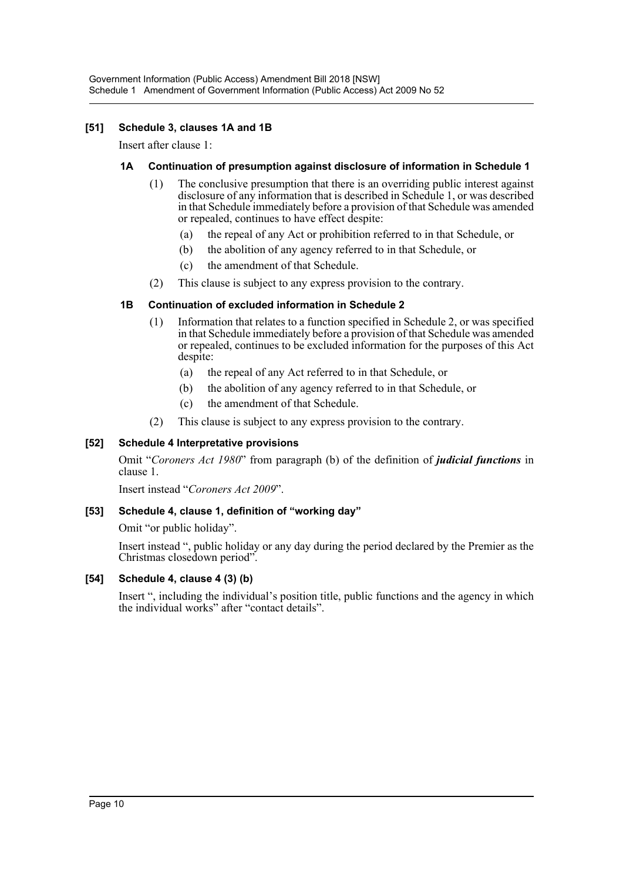### [51] Schedule 3, clauses 1A and 1B

Insert after clause 1:

#### 1A Continuation of presumption against disclosure of information in Schedule 1

(1) The conclusive presumption that there is an overriding public interest against disclosure of any information that is described in Schedule 1, or was described in that Schedule immediately before a provision of that Schedule was amended or repealed, continues to have effect despite:

(a) the repeal of any Act or prohibition referred to in that Schedule, or

(b) the abolition of any agency referred to in that Schedule, or

(c) the amendment of that Schedule.

(2) This clause is subject to any express provision to the contrary.

#### 1B Continuation of excluded information in Schedule 2

(1) Information that relates to a function specified in Schedule 2, or was specified in that Schedule immediately before a provision of that Schedule was amended or repealed, continues to be excluded information for the purposes of this Act despite:

(a) the repeal of any Act referred to in that Schedule, or

(b) the abolition of any agency referred to in that Schedule, or

(c) the amendment of that Schedule.

(2) This clause is subject to any express provision to the contrary.

### [52] Schedule 4 Interpretative provisions

Omit "*Coroners Act 1980*" from paragraph (b) of the definition of ***judicial functions*** in clause 1.

Insert instead "*Coroners Act 2009*".

### [53] Schedule 4, clause 1, definition of "working day"

Omit "or public holiday".

Insert instead ", public holiday or any day during the period declared by the Premier as the Christmas closedown period".

### [54] Schedule 4, clause 4 (3) (b)

Insert ", including the individual's position title, public functions and the agency in which the individual works" after "contact details".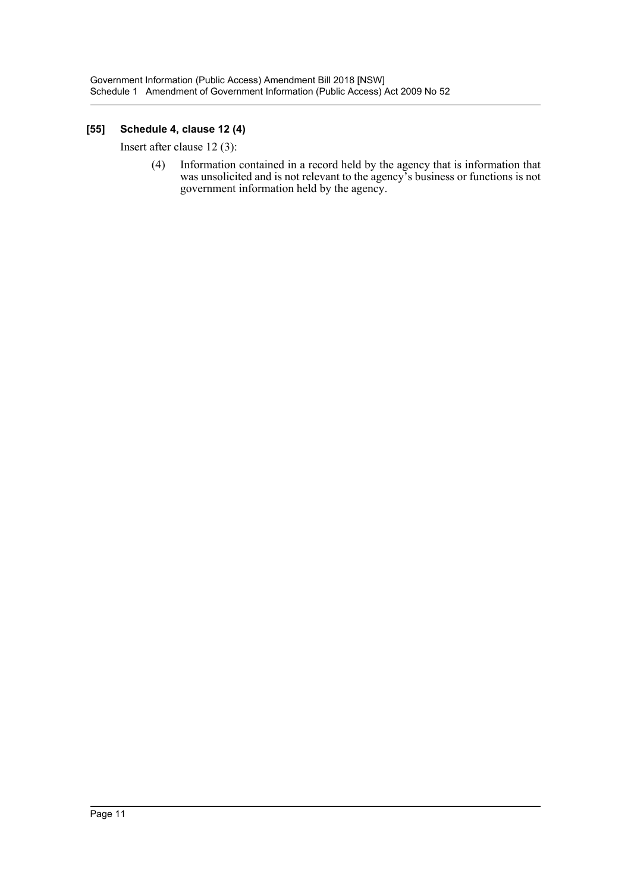**[55] Schedule 4, clause 12 (4)**

Insert after clause 12 (3):

(4) Information contained in a record held by the agency that is information that was unsolicited and is not relevant to the agency's business or functions is not government information held by the agency.